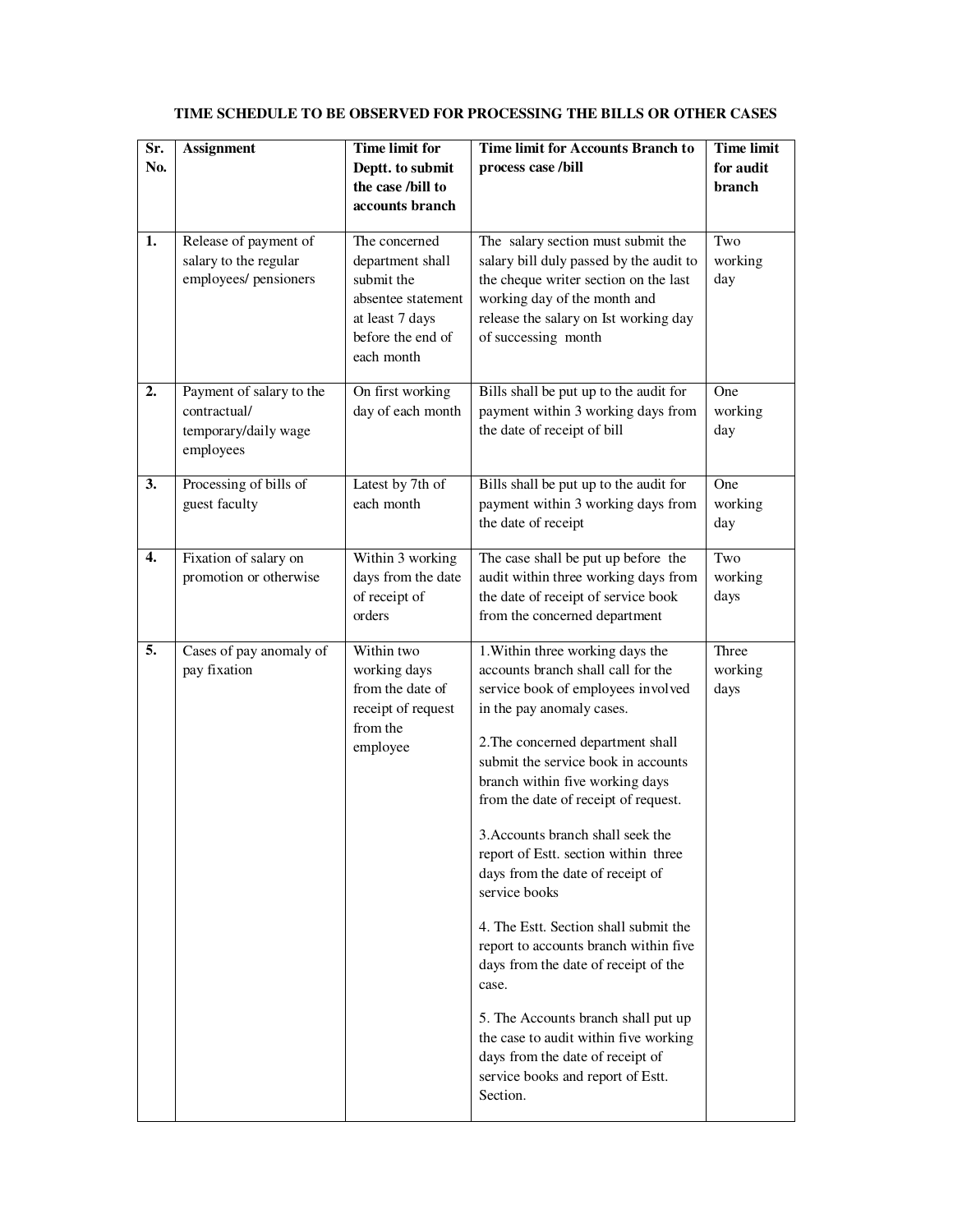**TIME SCHEDULE TO BE OBSERVED FOR PROCESSING THE BILLS OR OTHER CASES**

| Sr. No. | Assignment | Time limit for Deptt. to submit the case /bill to accounts branch | Time limit for Accounts Branch to process case /bill | Time limit for audit branch |
|---|---|---|---|---|
| **1.** | Release of payment of salary to the regular employees/ pensioners | The concerned department shall submit the absentee statement at least 7 days before the end of each month | The salary section must submit the salary bill duly passed by the audit to the cheque writer section on the last working day of the month and release the salary on Ist working day of successing month | Two working day |
| **2.** | Payment of salary to the contractual/ temporary/daily wage employees | On first working day of each month | Bills shall be put up to the audit for payment within 3 working days from the date of receipt of bill | One working day |
| **3.** | Processing of bills of guest faculty | Latest by 7th of each month | Bills shall be put up to the audit for payment within 3 working days from the date of receipt | One working day |
| **4.** | Fixation of salary on promotion or otherwise | Within 3 working days from the date of receipt of orders | The case shall be put up before the audit within three working days from the date of receipt of service book from the concerned department | Two working days |
| **5.** | Cases of pay anomaly of pay fixation | Within two working days from the date of receipt of request from the employee | 1.Within three working days the accounts branch shall call for the service book of employees involved in the pay anomaly cases.<br><br>2.The concerned department shall submit the service book in accounts branch within five working days from the date of receipt of request.<br><br>3.Accounts branch shall seek the report of Estt. section within three days from the date of receipt of service books<br><br>4. The Estt. Section shall submit the report to accounts branch within five days from the date of receipt of the case.<br><br>5. The Accounts branch shall put up the case to audit within five working days from the date of receipt of service books and report of Estt. Section. | Three working days |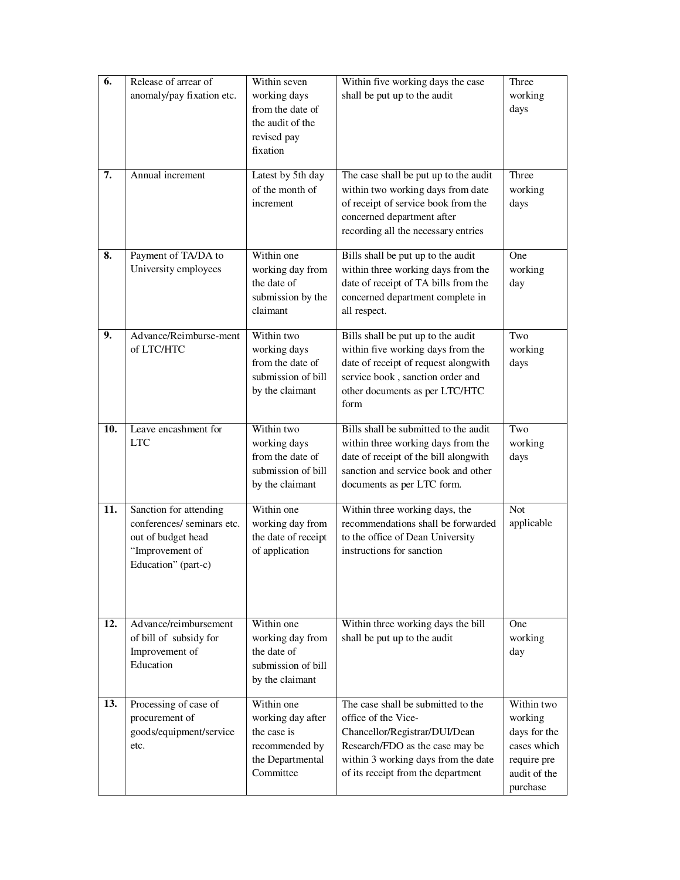| 6. | Release of arrear of anomaly/pay fixation etc. | Within seven working days from the date of the audit of the revised pay fixation | Within five working days the case shall be put up to the audit | Three working days |
|---|---|---|---|---|
| 7. | Annual increment | Latest by 5th day of the month of increment | The case shall be put up to the audit within two working days from date of receipt of service book from the concerned department after recording all the necessary entries | Three working days |
| 8. | Payment of TA/DA to University employees | Within one working day from the date of submission by the claimant | Bills shall be put up to the audit within three working days from the date of receipt of TA bills from the concerned department complete in all respect. | One working day |
| 9. | Advance/Reimburse-ment of LTC/HTC | Within two working days from the date of submission of bill by the claimant | Bills shall be put up to the audit within five working days from the date of receipt of request alongwith service book , sanction order and other documents as per LTC/HTC form | Two working days |
| 10. | Leave encashment for LTC | Within two working days from the date of submission of bill by the claimant | Bills shall be submitted to the audit within three working days from the date of receipt of the bill alongwith sanction and service book and other documents as per LTC form. | Two working days |
| 11. | Sanction for attending conferences/ seminars etc. out of budget head "Improvement of Education" (part-c) | Within one working day from the date of receipt of application | Within three working days, the recommendations shall be forwarded to the office of Dean University instructions for sanction | Not applicable |
| 12. | Advance/reimbursement of bill of subsidy for Improvement of Education | Within one working day from the date of submission of bill by the claimant | Within three working days the bill shall be put up to the audit | One working day |
| 13. | Processing of case of procurement of goods/equipment/service etc. | Within one working day after the case is recommended by the Departmental Committee | The case shall be submitted to the office of the Vice-Chancellor/Registrar/DUI/Dean Research/FDO as the case may be within 3 working days from the date of its receipt from the department | Within two working days for the cases which require pre audit of the purchase |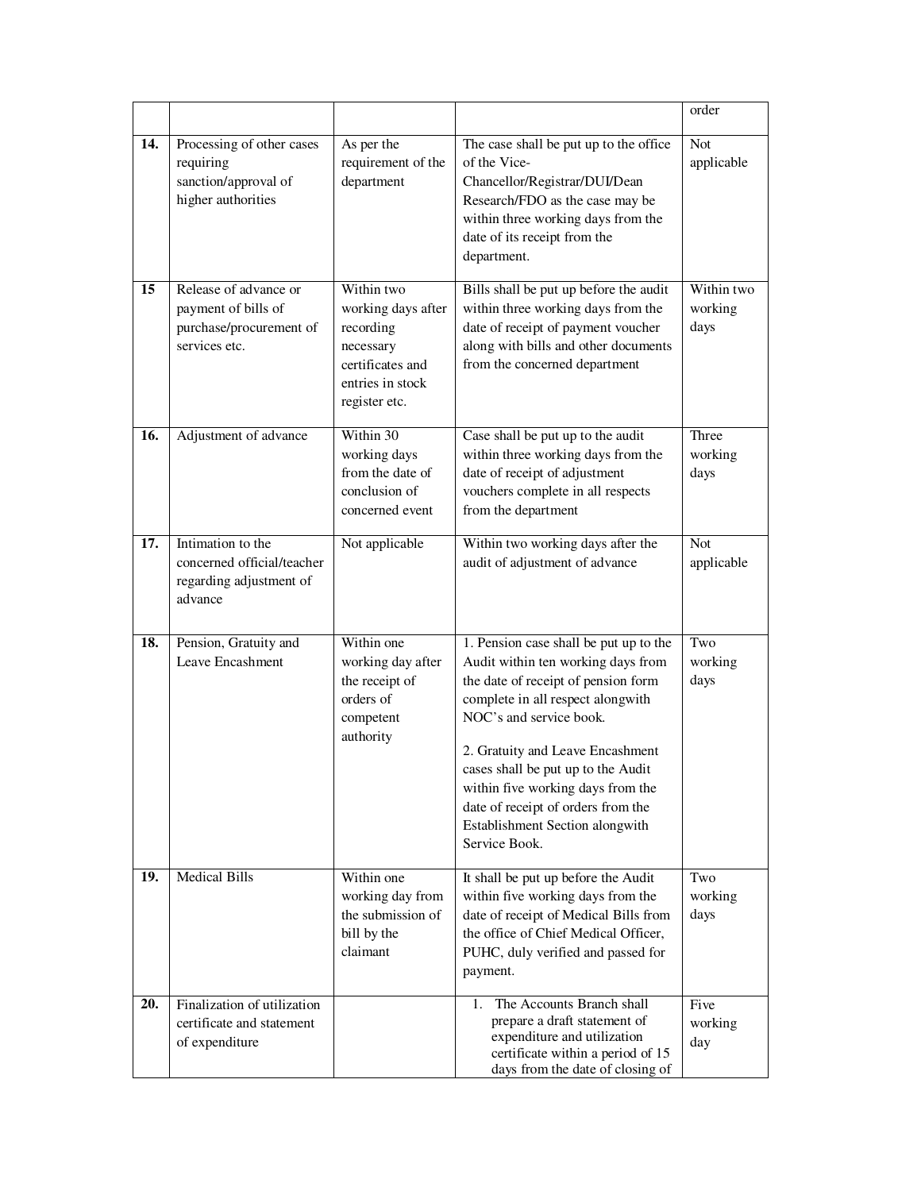|  |  |  |  | order |
|---|---|---|---|---|
| **14.** | Processing of other cases requiring sanction/approval of higher authorities | As per the requirement of the department | The case shall be put up to the office of the Vice-Chancellor/Registrar/DUI/Dean Research/FDO as the case may be within three working days from the date of its receipt from the department. | Not applicable |
| **15** | Release of advance or payment of bills of purchase/procurement of services etc. | Within two working days after recording necessary certificates and entries in stock register etc. | Bills shall be put up before the audit within three working days from the date of receipt of payment voucher along with bills and other documents from the concerned department | Within two working days |
| **16.** | Adjustment of advance | Within 30 working days from the date of conclusion of concerned event | Case shall be put up to the audit within three working days from the date of receipt of adjustment vouchers complete in all respects from the department | Three working days |
| **17.** | Intimation to the concerned official/teacher regarding adjustment of advance | Not applicable | Within two working days after the audit of adjustment of advance | Not applicable |
| **18.** | Pension, Gratuity and Leave Encashment | Within one working day after the receipt of orders of competent authority | 1. Pension case shall be put up to the Audit within ten working days from the date of receipt of pension form complete in all respect alongwith NOC's and service book.<br><br>2. Gratuity and Leave Encashment cases shall be put up to the Audit within five working days from the date of receipt of orders from the Establishment Section alongwith Service Book. | Two working days |
| **19.** | Medical Bills | Within one working day from the submission of bill by the claimant | It shall be put up before the Audit within five working days from the date of receipt of Medical Bills from the office of Chief Medical Officer, PUHC, duly verified and passed for payment. | Two working days |
| **20.** | Finalization of utilization certificate and statement of expenditure |  | 1. The Accounts Branch shall prepare a draft statement of expenditure and utilization certificate within a period of 15 days from the date of closing of | Five working day |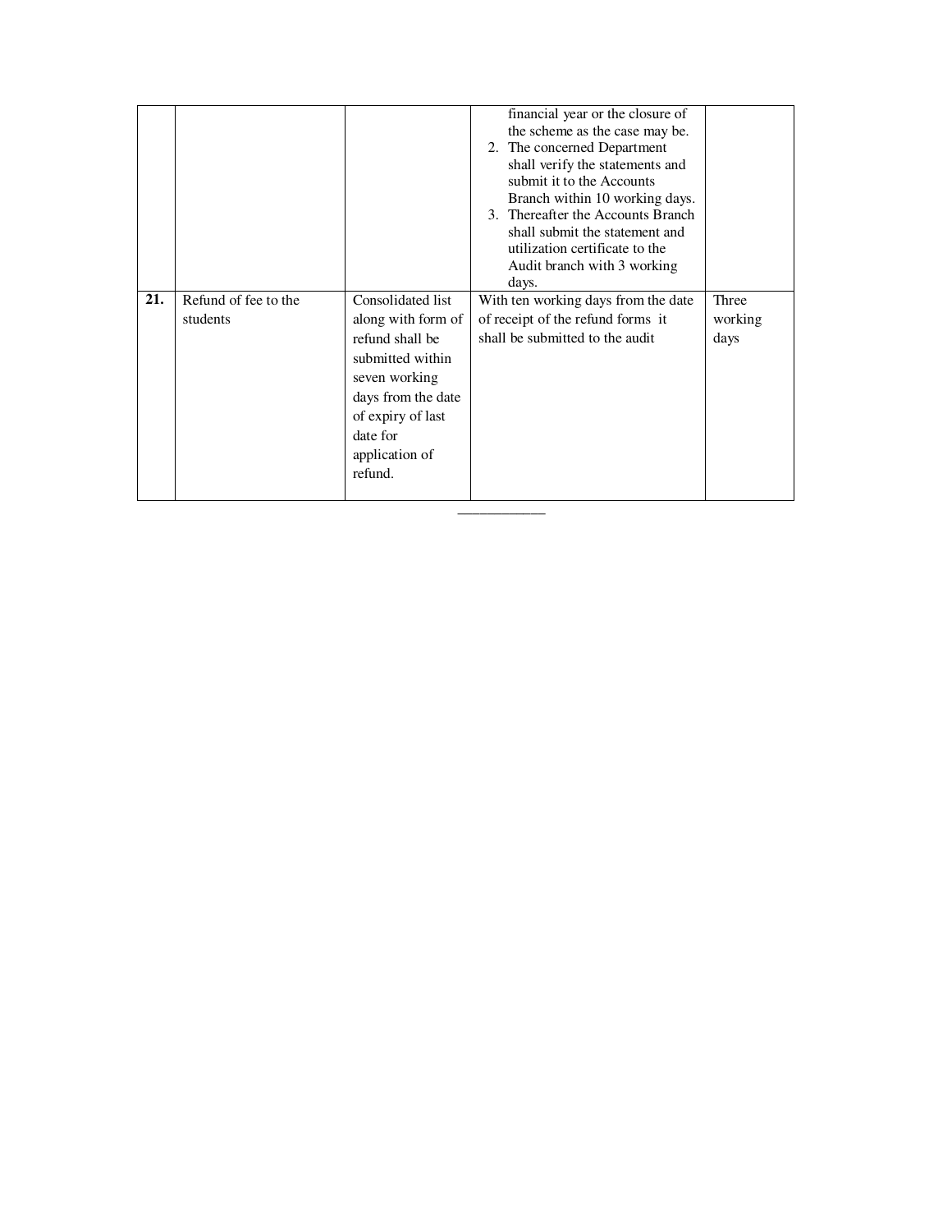| | | | | |
|---|---|---|---|---|
| | | | financial year or the closure of the scheme as the case may be.<br>2. The concerned Department shall verify the statements and submit it to the Accounts Branch within 10 working days.<br>3. Thereafter the Accounts Branch shall submit the statement and utilization certificate to the Audit branch with 3 working days. | |
| **21.** | Refund of fee to the students | Consolidated list along with form of refund shall be submitted within seven working days from the date of expiry of last date for application of refund. | With ten working days from the date of receipt of the refund forms it shall be submitted to the audit | Three working days |

___________